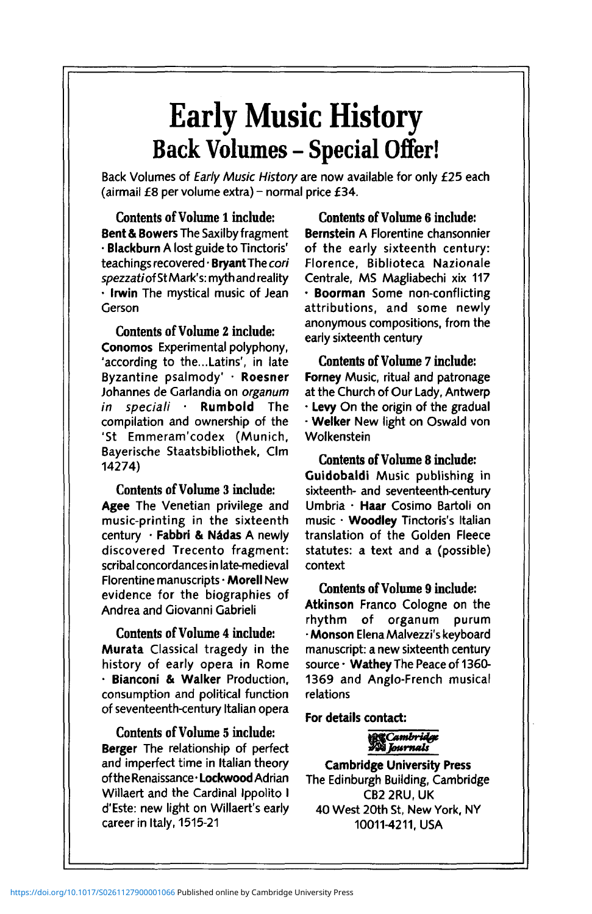# Early Music History

## Back Volumes – Special Offer!

Back Volumes of *Early Music History* are now available for only £25 each (airmail £8 per volume extra) – normal price £34.

### Contents of Volume 1 include:

**Bent & Bowers** The Saxilby fragment · **Blackburn** A lost guide to Tinctoris' teachings recovered · **Bryant** The *cori spezzati* of St Mark's: myth and reality · **Irwin** The mystical music of Jean Gerson

### Contents of Volume 2 include:

**Conomos** Experimental polyphony, 'according to the...Latins', in late Byzantine psalmody · **Roesner** Johannes de Garlandia on *organum in speciali* · **Rumbold** The compilation and ownership of the 'St Emmeram' codex (Munich, Bayerische Staatsbibliothek, Clm 14274)

### Contents of Volume 3 include:

**Agee** The Venetian privilege and music-printing in the sixteenth century · **Fabbri & Nádas** A newly discovered Trecento fragment: scribal concordances in late-medieval Florentine manuscripts · **Morell** New evidence for the biographies of Andrea and Giovanni Gabrieli

### Contents of Volume 4 include:

**Murata** Classical tragedy in the history of early opera in Rome · **Bianconi & Walker** Production, consumption and political function of seventeenth-century Italian opera

### Contents of Volume 5 include:

**Berger** The relationship of perfect and imperfect time in Italian theory of the Renaissance · **Lockwood** Adrian Willaert and the Cardinal Ippolito I d'Este: new light on Willaert's early career in Italy, 1515-21

### Contents of Volume 6 include:

**Bernstein** A Florentine chansonnier of the early sixteenth century: Florence, Biblioteca Nazionale Centrale, MS Magliabechi xix 117 · **Boorman** Some non-conflicting attributions, and some newly anonymous compositions, from the early sixteenth century

### Contents of Volume 7 include:

**Forney** Music, ritual and patronage at the Church of Our Lady, Antwerp · **Levy** On the origin of the gradual · **Welker** New light on Oswald von Wolkenstein

### Contents of Volume 8 include:

**Guidobaldi** Music publishing in sixteenth- and seventeenth-century Umbria · **Haar** Cosimo Bartoli on music · **Woodley** Tinctoris's Italian translation of the Golden Fleece statutes: a text and a (possible) context

### Contents of Volume 9 include:

**Atkinson** Franco Cologne on the rhythm of organum purum · **Monson** Elena Malvezzi's keyboard manuscript: a new sixteenth century source · **Wathey** The Peace of 1360-1369 and Anglo-French musical relations

**For details contact:**

Cambridge Journals

**Cambridge University Press**
The Edinburgh Building, Cambridge
CB2 2RU, UK
40 West 20th St, New York, NY
10011-4211, USA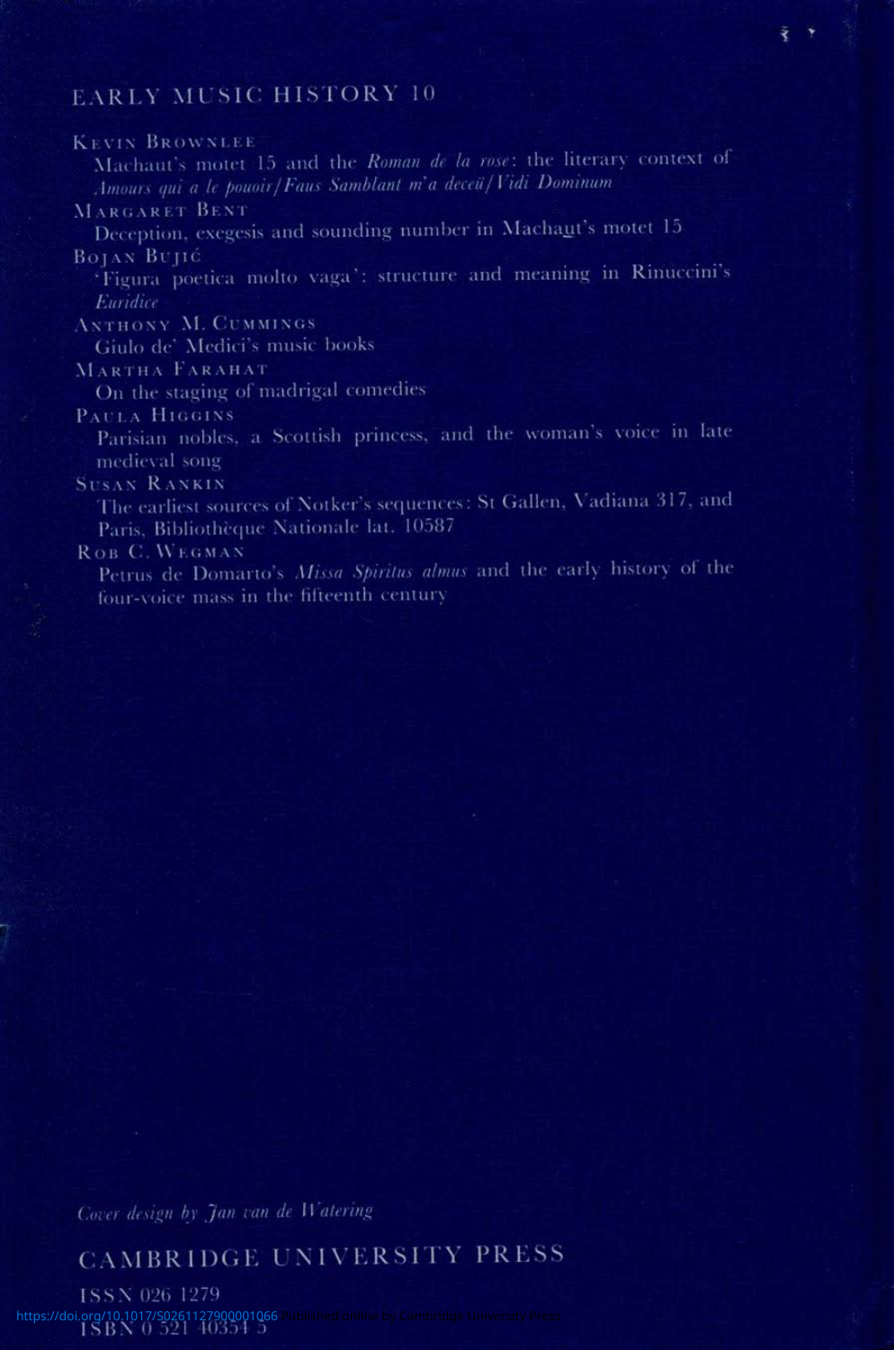# EARLY MUSIC HISTORY 10

KEVIN BROWNLEE

Machaut's motet 15 and the *Roman de la rose*: the literary context of *Amours qui a le pouoir/Faus Samblant m'a deceü/Vidi Dominum*

MARGARET BENT

Deception, exegesis and sounding number in Machaut's motet 15

BOJAN BUJIĆ

'Figura poetica molto vaga': structure and meaning in Rinuccini's *Euridice*

ANTHONY M. CUMMINGS

Giulo de' Medici's music books

MARTHA FARAHAT

On the staging of madrigal comedies

PAULA HIGGINS

Parisian nobles, a Scottish princess, and the woman's voice in late medieval song

SUSAN RANKIN

The earliest sources of Notker's sequences: St Gallen, Vadiana 317, and Paris, Bibliothèque Nationale lat. 10587

ROB C. WEGMAN

Petrus de Domarto's *Missa Spiritus almus* and the early history of the four-voice mass in the fifteenth century

*Cover design by Jan van de Watering*

CAMBRIDGE UNIVERSITY PRESS

ISSN 026 1279

ISBN 0 521 40354 5